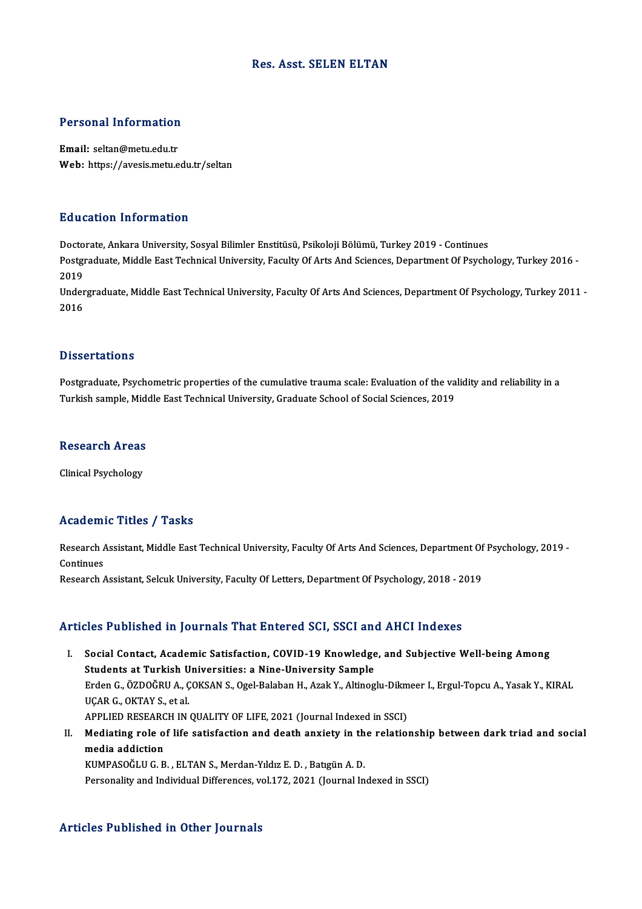# Res. Asst. SELEN ELTAN

## Personal Information

**Email:** seltan@metu.edu.tr
**Web:** https://avesis.metu.edu.tr/seltan

## Education Information

Doctorate, Ankara University, Sosyal Bilimler Enstitüsü, Psikoloji Bölümü, Turkey 2019 - Continues
Postgraduate, Middle East Technical University, Faculty Of Arts And Sciences, Department Of Psychology, Turkey 2016 - 2019
Undergraduate, Middle East Technical University, Faculty Of Arts And Sciences, Department Of Psychology, Turkey 2011 - 2016

## Dissertations

Postgraduate, Psychometric properties of the cumulative trauma scale: Evaluation of the validity and reliability in a Turkish sample, Middle East Technical University, Graduate School of Social Sciences, 2019

## Research Areas

Clinical Psychology

## Academic Titles / Tasks

Research Assistant, Middle East Technical University, Faculty Of Arts And Sciences, Department Of Psychology, 2019 - Continues
Research Assistant, Selcuk University, Faculty Of Letters, Department Of Psychology, 2018 - 2019

## Articles Published in Journals That Entered SCI, SSCI and AHCI Indexes

I. **Social Contact, Academic Satisfaction, COVID-19 Knowledge, and Subjective Well-being Among Students at Turkish Universities: a Nine-University Sample**
Erden G., ÖZDOĞRU A., ÇOKSAN S., Ogel-Balaban H., Azak Y., Altinoglu-Dikmeer I., Ergul-Topcu A., Yasak Y., KIRAL UÇAR G., OKTAY S., et al.
APPLIED RESEARCH IN QUALITY OF LIFE, 2021 (Journal Indexed in SSCI)

II. **Mediating role of life satisfaction and death anxiety in the relationship between dark triad and social media addiction**
KUMPASOĞLU G. B. , ELTAN S., Merdan-Yıldız E. D. , Batıgün A. D.
Personality and Individual Differences, vol.172, 2021 (Journal Indexed in SSCI)

## Articles Published in Other Journals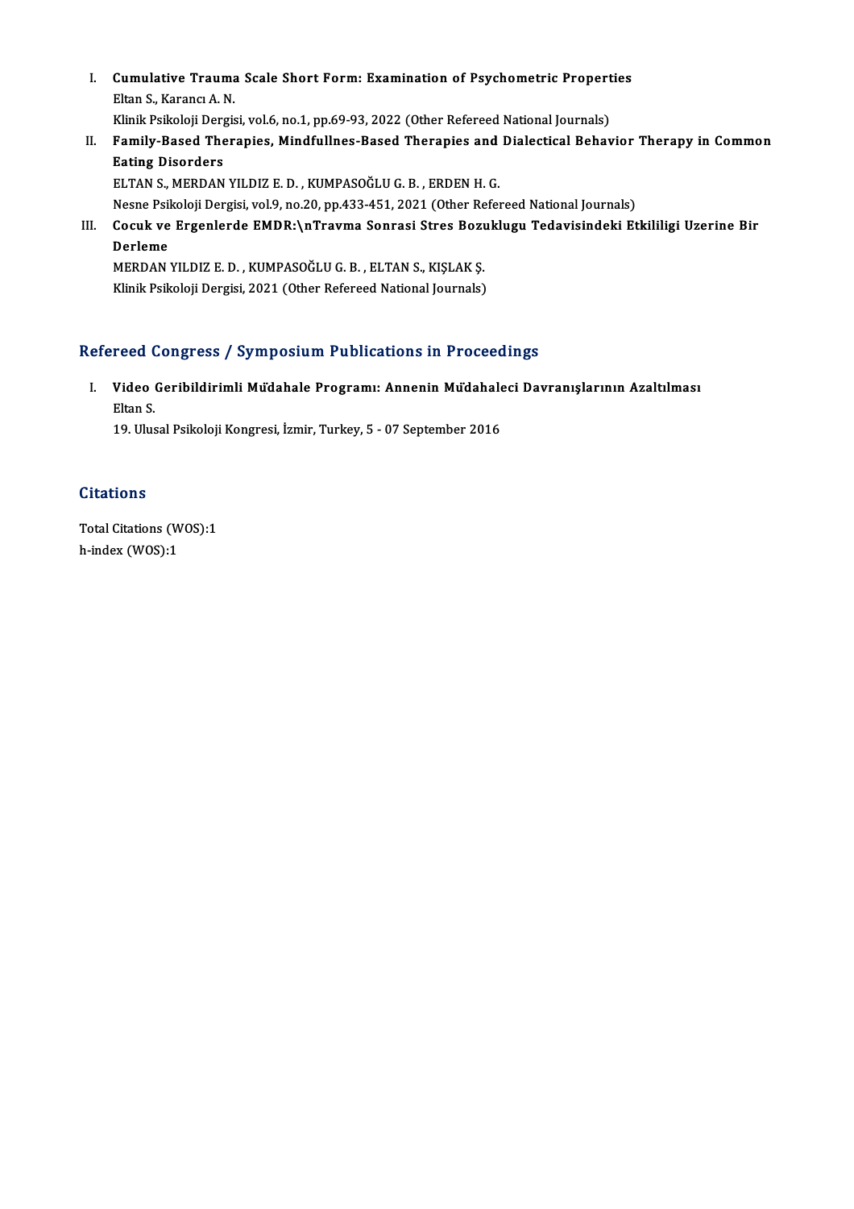I. **Cumulative Trauma Scale Short Form: Examination of Psychometric Properties**
   Eltan S., Karancı A. N.
   Klinik Psikoloji Dergisi, vol.6, no.1, pp.69-93, 2022 (Other Refereed National Journals)

II. **Family-Based Therapies, Mindfullnes-Based Therapies and Dialectical Behavior Therapy in Common Eating Disorders**
   ELTAN S., MERDAN YILDIZ E. D. , KUMPASOĞLU G. B. , ERDEN H. G.
   Nesne Psikoloji Dergisi, vol.9, no.20, pp.433-451, 2021 (Other Refereed National Journals)

III. **Cocuk ve Ergenlerde EMDR:\nTravma Sonrasi Stres Bozuklugu Tedavisindeki Etkililigi Uzerine Bir Derleme**
   MERDAN YILDIZ E. D. , KUMPASOĞLU G. B. , ELTAN S., KIŞLAK Ş.
   Klinik Psikoloji Dergisi, 2021 (Other Refereed National Journals)

## Refereed Congress / Symposium Publications in Proceedings

I. **Video Geribildirimli Müdahale Programı: Annenin Müdahaleci Davranışlarının Azaltılması**
   Eltan S.
   19. Ulusal Psikoloji Kongresi, İzmir, Turkey, 5 - 07 September 2016

## Citations

Total Citations (WOS):1
h-index (WOS):1